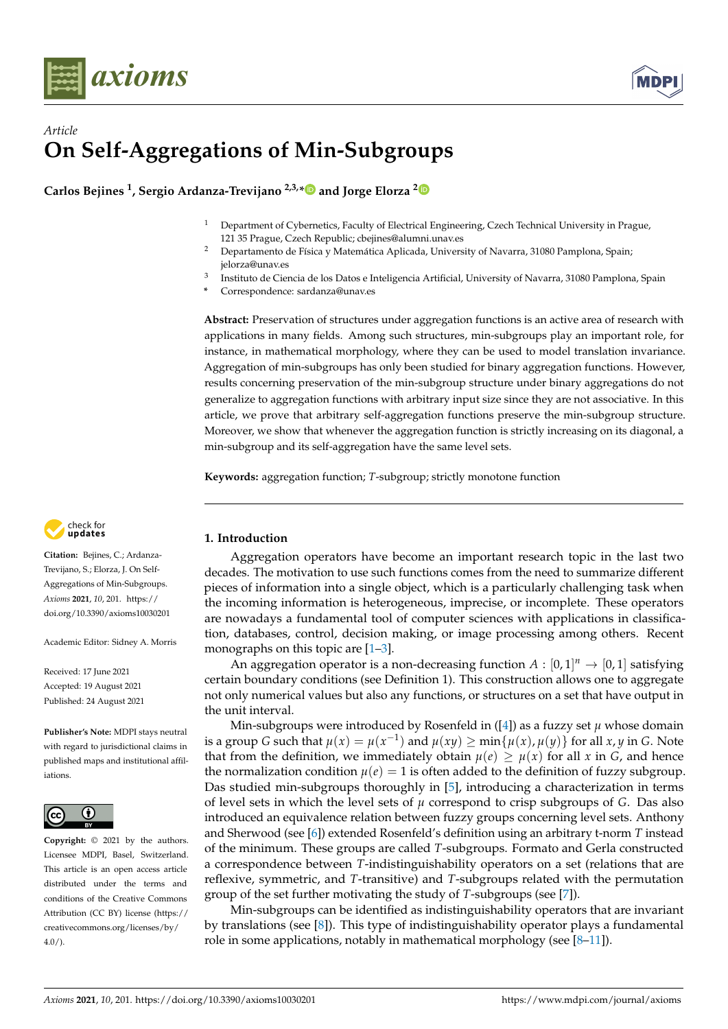*Article*

# On Self-Aggregations of Min-Subgroups

**Carlos Bejines [1], Sergio Ardanza-Trevijano [2,3,*] and Jorge Elorza [2]**

[1] Department of Cybernetics, Faculty of Electrical Engineering, Czech Technical University in Prague, 121 35 Prague, Czech Republic; cbejines@alumni.unav.es

[2] Departamento de Física y Matemática Aplicada, University of Navarra, 31080 Pamplona, Spain; jelorza@unav.es

[3] Instituto de Ciencia de los Datos e Inteligencia Artificial, University of Navarra, 31080 Pamplona, Spain

\* Correspondence: sardanza@unav.es

**Abstract:** Preservation of structures under aggregation functions is an active area of research with applications in many fields. Among such structures, min-subgroups play an important role, for instance, in mathematical morphology, where they can be used to model translation invariance. Aggregation of min-subgroups has only been studied for binary aggregation functions. However, results concerning preservation of the min-subgroup structure under binary aggregations do not generalize to aggregation functions with arbitrary input size since they are not associative. In this article, we prove that arbitrary self-aggregation functions preserve the min-subgroup structure. Moreover, we show that whenever the aggregation function is strictly increasing on its diagonal, a min-subgroup and its self-aggregation have the same level sets.

**Keywords:** aggregation function; $T$-subgroup; strictly monotone function

**Citation:** Bejines, C.; Ardanza-Trevijano, S.; Elorza, J. On Self-Aggregations of Min-Subgroups. *Axioms* **2021**, *10*, 201. https://doi.org/10.3390/axioms10030201

Academic Editor: Sidney A. Morris

Received: 17 June 2021
Accepted: 19 August 2021
Published: 24 August 2021

**Publisher's Note:** MDPI stays neutral with regard to jurisdictional claims in published maps and institutional affiliations.

**Copyright:** © 2021 by the authors. Licensee MDPI, Basel, Switzerland. This article is an open access article distributed under the terms and conditions of the Creative Commons Attribution (CC BY) license (https://creativecommons.org/licenses/by/4.0/).

## 1. Introduction

Aggregation operators have become an important research topic in the last two decades. The motivation to use such functions comes from the need to summarize different pieces of information into a single object, which is a particularly challenging task when the incoming information is heterogeneous, imprecise, or incomplete. These operators are nowadays a fundamental tool of computer sciences with applications in classification, databases, control, decision making, or image processing among others. Recent monographs on this topic are [1–3].

An aggregation operator is a non-decreasing function $A : [0,1]^n \to [0,1]$ satisfying certain boundary conditions (see Definition 1). This construction allows one to aggregate not only numerical values but also any functions, or structures on a set that have output in the unit interval.

Min-subgroups were introduced by Rosenfeld in ([4]) as a fuzzy set $\mu$ whose domain is a group $G$ such that $\mu(x) = \mu(x^{-1})$ and $\mu(xy) \geq \min\{\mu(x), \mu(y)\}$ for all $x, y$ in $G$. Note that from the definition, we immediately obtain $\mu(e) \geq \mu(x)$ for all $x$ in $G$, and hence the normalization condition $\mu(e) = 1$ is often added to the definition of fuzzy subgroup. Das studied min-subgroups thoroughly in [5], introducing a characterization in terms of level sets in which the level sets of $\mu$ correspond to crisp subgroups of $G$. Das also introduced an equivalence relation between fuzzy groups concerning level sets. Anthony and Sherwood (see [6]) extended Rosenfeld's definition using an arbitrary t-norm $T$ instead of the minimum. These groups are called $T$-subgroups. Formato and Gerla constructed a correspondence between $T$-indistinguishability operators on a set (relations that are reflexive, symmetric, and $T$-transitive) and $T$-subgroups related with the permutation group of the set further motivating the study of $T$-subgroups (see [7]).

Min-subgroups can be identified as indistinguishability operators that are invariant by translations (see [8]). This type of indistinguishability operator plays a fundamental role in some applications, notably in mathematical morphology (see [8–11]).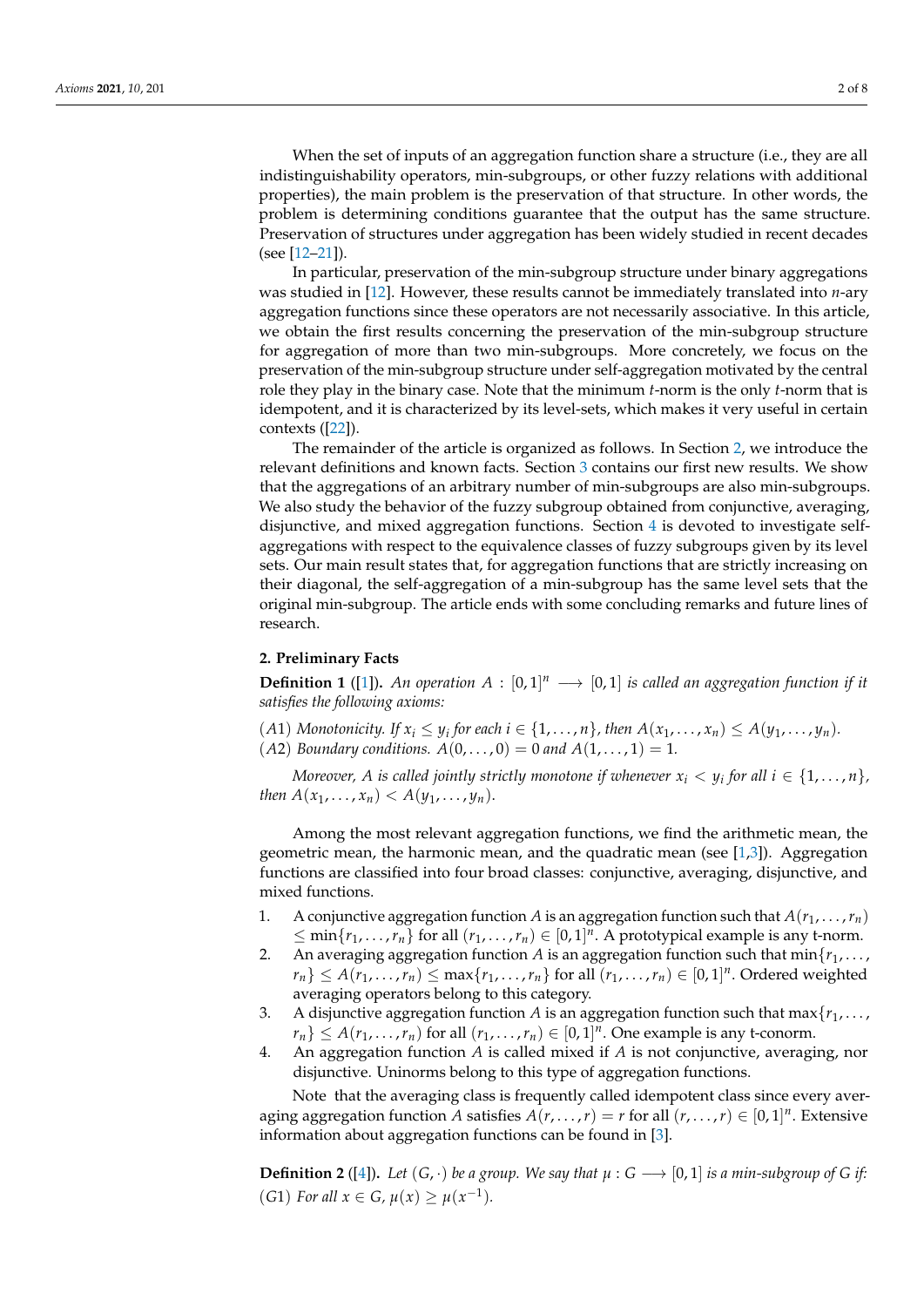When the set of inputs of an aggregation function share a structure (i.e., they are all indistinguishability operators, min-subgroups, or other fuzzy relations with additional properties), the main problem is the preservation of that structure. In other words, the problem is determining conditions guarantee that the output has the same structure. Preservation of structures under aggregation has been widely studied in recent decades (see [12–21]).

In particular, preservation of the min-subgroup structure under binary aggregations was studied in [12]. However, these results cannot be immediately translated into $n$-ary aggregation functions since these operators are not necessarily associative. In this article, we obtain the first results concerning the preservation of the min-subgroup structure for aggregation of more than two min-subgroups. More concretely, we focus on the preservation of the min-subgroup structure under self-aggregation motivated by the central role they play in the binary case. Note that the minimum $t$-norm is the only $t$-norm that is idempotent, and it is characterized by its level-sets, which makes it very useful in certain contexts ([22]).

The remainder of the article is organized as follows. In Section 2, we introduce the relevant definitions and known facts. Section 3 contains our first new results. We show that the aggregations of an arbitrary number of min-subgroups are also min-subgroups. We also study the behavior of the fuzzy subgroup obtained from conjunctive, averaging, disjunctive, and mixed aggregation functions. Section 4 is devoted to investigate self-aggregations with respect to the equivalence classes of fuzzy subgroups given by its level sets. Our main result states that, for aggregation functions that are strictly increasing on their diagonal, the self-aggregation of a min-subgroup has the same level sets that the original min-subgroup. The article ends with some concluding remarks and future lines of research.

## 2. Preliminary Facts

**Definition 1** ([1])**.** *An operation $A : [0,1]^n \longrightarrow [0,1]$ is called an aggregation function if it satisfies the following axioms:*

*(A1) Monotonicity. If $x_i \le y_i$ for each $i \in \{1,\ldots,n\}$, then $A(x_1,\ldots,x_n) \le A(y_1,\ldots,y_n)$.*
*(A2) Boundary conditions. $A(0,\ldots,0) = 0$ and $A(1,\ldots,1) = 1$.*

*Moreover, $A$ is called jointly strictly monotone if whenever $x_i < y_i$ for all $i \in \{1,\ldots,n\}$, then $A(x_1,\ldots,x_n) < A(y_1,\ldots,y_n)$.*

Among the most relevant aggregation functions, we find the arithmetic mean, the geometric mean, the harmonic mean, and the quadratic mean (see [1,3]). Aggregation functions are classified into four broad classes: conjunctive, averaging, disjunctive, and mixed functions.

1. A conjunctive aggregation function $A$ is an aggregation function such that $A(r_1,\ldots,r_n) \le \min\{r_1,\ldots,r_n\}$ for all $(r_1,\ldots,r_n) \in [0,1]^n$. A prototypical example is any t-norm.
2. An averaging aggregation function $A$ is an aggregation function such that $\min\{r_1,\ldots,r_n\} \le A(r_1,\ldots,r_n) \le \max\{r_1,\ldots,r_n\}$ for all $(r_1,\ldots,r_n) \in [0,1]^n$. Ordered weighted averaging operators belong to this category.
3. A disjunctive aggregation function $A$ is an aggregation function such that $\max\{r_1,\ldots,r_n\} \le A(r_1,\ldots,r_n)$ for all $(r_1,\ldots,r_n) \in [0,1]^n$. One example is any t-conorm.
4. An aggregation function $A$ is called mixed if $A$ is not conjunctive, averaging, nor disjunctive. Uninorms belong to this type of aggregation functions.

Note that the averaging class is frequently called idempotent class since every averaging aggregation function $A$ satisfies $A(r,\ldots,r) = r$ for all $(r,\ldots,r) \in [0,1]^n$. Extensive information about aggregation functions can be found in [3].

**Definition 2** ([4])**.** *Let $(G,\cdot)$ be a group. We say that $\mu : G \longrightarrow [0,1]$ is a min-subgroup of $G$ if:*
*(G1) For all $x \in G$, $\mu(x) \ge \mu(x^{-1})$.*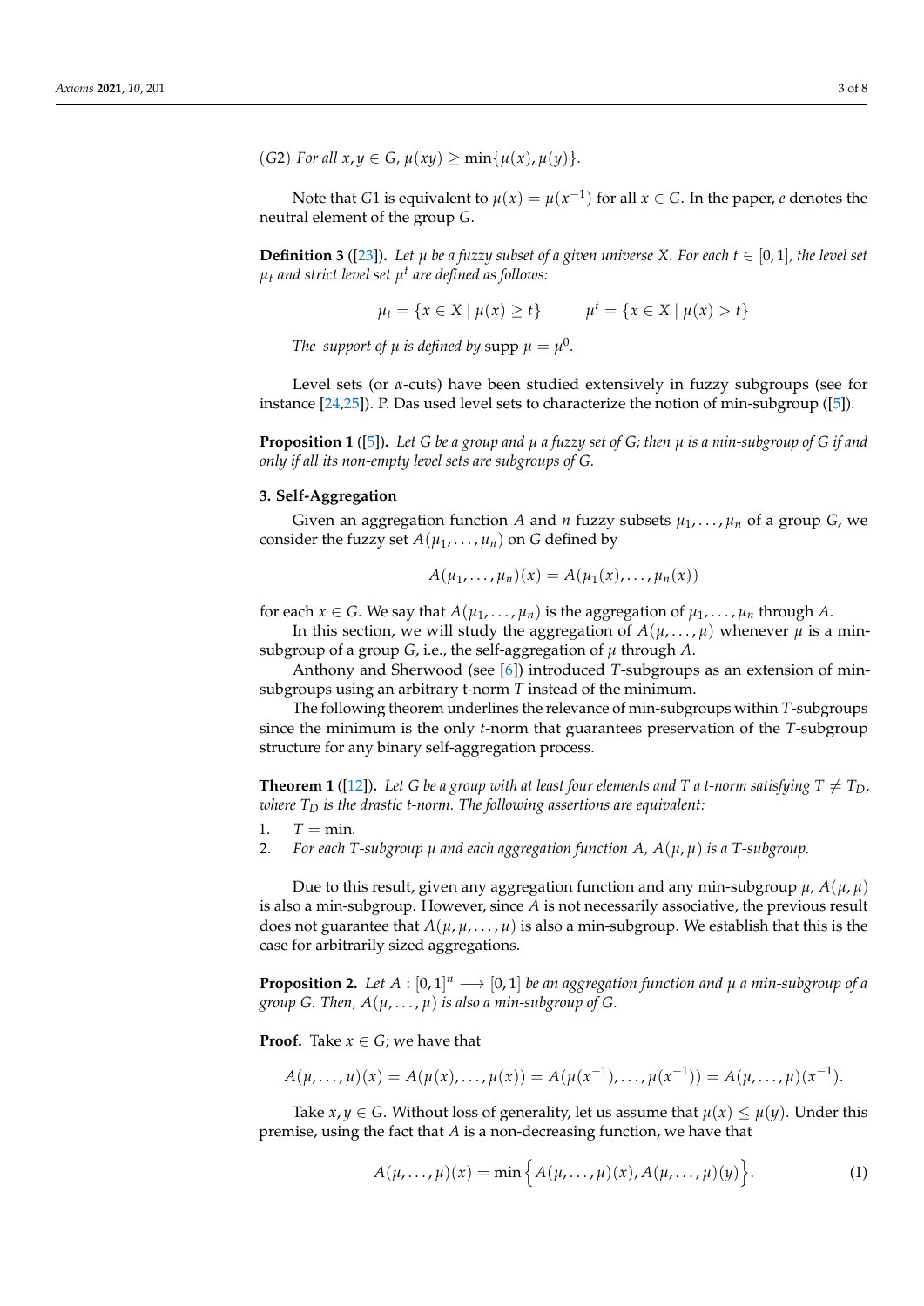(*G*2) *For all* $x, y \in G$, $\mu(xy) \geq \min\{\mu(x), \mu(y)\}$.

Note that $G1$ is equivalent to $\mu(x) = \mu(x^{-1})$ for all $x \in G$. In the paper, $e$ denotes the neutral element of the group $G$.

**Definition 3** ([23]). *Let $\mu$ be a fuzzy subset of a given universe $X$. For each $t \in [0,1]$, the level set $\mu_t$ and strict level set $\mu^t$ are defined as follows:*

$$\mu_t = \{x \in X \mid \mu(x) \geq t\} \qquad \mu^t = \{x \in X \mid \mu(x) > t\}$$

*The support of $\mu$ is defined by* $\text{supp } \mu = \mu^0$.

Level sets (or $\alpha$-cuts) have been studied extensively in fuzzy subgroups (see for instance [24,25]). P. Das used level sets to characterize the notion of min-subgroup ([5]).

**Proposition 1** ([5]). *Let $G$ be a group and $\mu$ a fuzzy set of $G$; then $\mu$ is a min-subgroup of $G$ if and only if all its non-empty level sets are subgroups of $G$.*

### 3. Self-Aggregation

Given an aggregation function $A$ and $n$ fuzzy subsets $\mu_1, \ldots, \mu_n$ of a group $G$, we consider the fuzzy set $A(\mu_1, \ldots, \mu_n)$ on $G$ defined by

$$A(\mu_1, \ldots, \mu_n)(x) = A(\mu_1(x), \ldots, \mu_n(x))$$

for each $x \in G$. We say that $A(\mu_1, \ldots, \mu_n)$ is the aggregation of $\mu_1, \ldots, \mu_n$ through $A$.

In this section, we will study the aggregation of $A(\mu, \ldots, \mu)$ whenever $\mu$ is a min-subgroup of a group $G$, i.e., the self-aggregation of $\mu$ through $A$.

Anthony and Sherwood (see [6]) introduced $T$-subgroups as an extension of min-subgroups using an arbitrary t-norm $T$ instead of the minimum.

The following theorem underlines the relevance of min-subgroups within $T$-subgroups since the minimum is the only $t$-norm that guarantees preservation of the $T$-subgroup structure for any binary self-aggregation process.

**Theorem 1** ([12]). *Let $G$ be a group with at least four elements and $T$ a t-norm satisfying $T \neq T_D$, where $T_D$ is the drastic t-norm. The following assertions are equivalent:*

1. $T = \min$.
2. *For each $T$-subgroup $\mu$ and each aggregation function $A$, $A(\mu, \mu)$ is a $T$-subgroup.*

Due to this result, given any aggregation function and any min-subgroup $\mu$, $A(\mu, \mu)$ is also a min-subgroup. However, since $A$ is not necessarily associative, the previous result does not guarantee that $A(\mu, \mu, \ldots, \mu)$ is also a min-subgroup. We establish that this is the case for arbitrarily sized aggregations.

**Proposition 2.** *Let $A : [0,1]^n \longrightarrow [0,1]$ be an aggregation function and $\mu$ a min-subgroup of a group $G$. Then, $A(\mu, \ldots, \mu)$ is also a min-subgroup of $G$.*

**Proof.** Take $x \in G$; we have that

$$A(\mu, \ldots, \mu)(x) = A(\mu(x), \ldots, \mu(x)) = A(\mu(x^{-1}), \ldots, \mu(x^{-1})) = A(\mu, \ldots, \mu)(x^{-1}).$$

Take $x, y \in G$. Without loss of generality, let us assume that $\mu(x) \leq \mu(y)$. Under this premise, using the fact that $A$ is a non-decreasing function, we have that

$$A(\mu, \ldots, \mu)(x) = \min\Big\{A(\mu, \ldots, \mu)(x), A(\mu, \ldots, \mu)(y)\Big\}. \tag{1}$$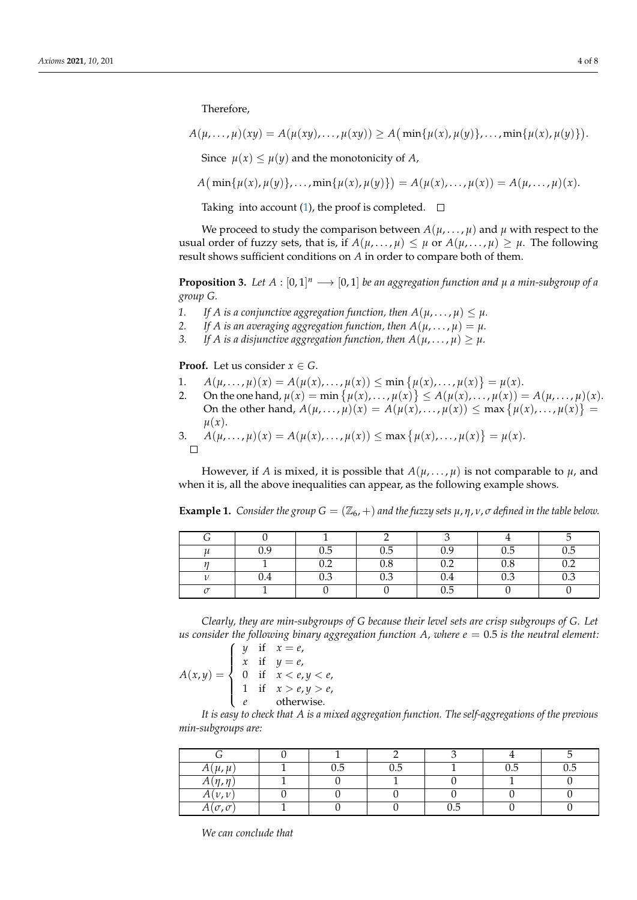Therefore,

$$A(\mu,\dots,\mu)(xy) = A(\mu(xy),\dots,\mu(xy)) \geq A\big(\min\{\mu(x),\mu(y)\},\dots,\min\{\mu(x),\mu(y)\}\big).$$

Since $\mu(x) \leq \mu(y)$ and the monotonicity of $A$,

$$A\big(\min\{\mu(x),\mu(y)\},\dots,\min\{\mu(x),\mu(y)\}\big) = A(\mu(x),\dots,\mu(x)) = A(\mu,\dots,\mu)(x).$$

Taking into account (1), the proof is completed. □

We proceed to study the comparison between $A(\mu,\dots,\mu)$ and $\mu$ with respect to the usual order of fuzzy sets, that is, if $A(\mu,\dots,\mu) \leq \mu$ or $A(\mu,\dots,\mu) \geq \mu$. The following result shows sufficient conditions on $A$ in order to compare both of them.

**Proposition 3.** *Let $A : [0,1]^n \longrightarrow [0,1]$ be an aggregation function and $\mu$ a min-subgroup of a group $G$.*

1. *If $A$ is a conjunctive aggregation function, then $A(\mu,\dots,\mu) \leq \mu$.*
2. *If $A$ is an averaging aggregation function, then $A(\mu,\dots,\mu) = \mu$.*
3. *If $A$ is a disjunctive aggregation function, then $A(\mu,\dots,\mu) \geq \mu$.*

**Proof.** Let us consider $x \in G$.

1. $A(\mu,\dots,\mu)(x) = A(\mu(x),\dots,\mu(x)) \leq \min\{\mu(x),\dots,\mu(x)\} = \mu(x)$.
2. On the one hand, $\mu(x) = \min\{\mu(x),\dots,\mu(x)\} \leq A(\mu(x),\dots,\mu(x)) = A(\mu,\dots,\mu)(x)$. On the other hand, $A(\mu,\dots,\mu)(x) = A(\mu(x),\dots,\mu(x)) \leq \max\{\mu(x),\dots,\mu(x)\} = \mu(x)$.
3. $A(\mu,\dots,\mu)(x) = A(\mu(x),\dots,\mu(x)) \leq \max\{\mu(x),\dots,\mu(x)\} = \mu(x)$.

□

However, if $A$ is mixed, it is possible that $A(\mu,\dots,\mu)$ is not comparable to $\mu$, and when it is, all the above inequalities can appear, as the following example shows.

**Example 1.** *Consider the group $G = (\mathbb{Z}_6, +)$ and the fuzzy sets $\mu, \eta, \nu, \sigma$ defined in the table below.*

| $G$ | 0 | 1 | 2 | 3 | 4 | 5 |
|---|---|---|---|---|---|---|
| $\mu$ | 0.9 | 0.5 | 0.5 | 0.9 | 0.5 | 0.5 |
| $\eta$ | 1 | 0.2 | 0.8 | 0.2 | 0.8 | 0.2 |
| $\nu$ | 0.4 | 0.3 | 0.3 | 0.4 | 0.3 | 0.3 |
| $\sigma$ | 1 | 0 | 0 | 0.5 | 0 | 0 |

*Clearly, they are min-subgroups of $G$ because their level sets are crisp subgroups of $G$. Let us consider the following binary aggregation function $A$, where $e = 0.5$ is the neutral element:*

$$A(x,y) = \begin{cases} y & \text{if} \quad x = e, \\ x & \text{if} \quad y = e, \\ 0 & \text{if} \quad x < e, y < e, \\ 1 & \text{if} \quad x > e, y > e, \\ e & \quad\text{otherwise.} \end{cases}$$

*It is easy to check that $A$ is a mixed aggregation function. The self-aggregations of the previous min-subgroups are:*

| $G$ | 0 | 1 | 2 | 3 | 4 | 5 |
|---|---|---|---|---|---|---|
| $A(\mu,\mu)$ | 1 | 0.5 | 0.5 | 1 | 0.5 | 0.5 |
| $A(\eta,\eta)$ | 1 | 0 | 1 | 0 | 1 | 0 |
| $A(\nu,\nu)$ | 0 | 0 | 0 | 0 | 0 | 0 |
| $A(\sigma,\sigma)$ | 1 | 0 | 0 | 0.5 | 0 | 0 |

*We can conclude that*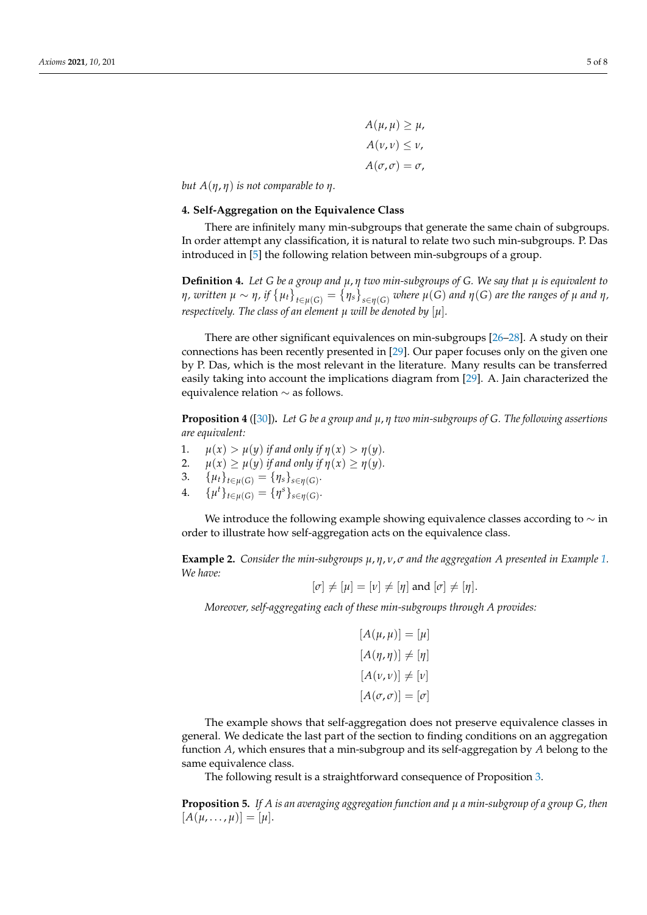$$
\begin{aligned}
A(\mu, \mu) &\geq \mu, \\
A(\nu, \nu) &\leq \nu, \\
A(\sigma, \sigma) &= \sigma,
\end{aligned}
$$

*but $A(\eta, \eta)$ is not comparable to $\eta$.*

## 4. Self-Aggregation on the Equivalence Class

There are infinitely many min-subgroups that generate the same chain of subgroups. In order attempt any classification, it is natural to relate two such min-subgroups. P. Das introduced in [5] the following relation between min-subgroups of a group.

**Definition 4.** *Let $G$ be a group and $\mu, \eta$ two min-subgroups of $G$. We say that $\mu$ is equivalent to $\eta$, written $\mu \sim \eta$, if $\{\mu_t\}_{t \in \mu(G)} = \{\eta_s\}_{s \in \eta(G)}$ where $\mu(G)$ and $\eta(G)$ are the ranges of $\mu$ and $\eta$, respectively. The class of an element $\mu$ will be denoted by $[\mu]$.*

There are other significant equivalences on min-subgroups [26–28]. A study on their connections has been recently presented in [29]. Our paper focuses only on the given one by P. Das, which is the most relevant in the literature. Many results can be transferred easily taking into account the implications diagram from [29]. A. Jain characterized the equivalence relation $\sim$ as follows.

**Proposition 4** ([30]). *Let $G$ be a group and $\mu, \eta$ two min-subgroups of $G$. The following assertions are equivalent:*

1. $\mu(x) > \mu(y)$ *if and only if* $\eta(x) > \eta(y)$.
2. $\mu(x) \geq \mu(y)$ *if and only if* $\eta(x) \geq \eta(y)$.
3. $\{\mu_t\}_{t \in \mu(G)} = \{\eta_s\}_{s \in \eta(G)}$.
4. $\{\mu^t\}_{t \in \mu(G)} = \{\eta^s\}_{s \in \eta(G)}$.

We introduce the following example showing equivalence classes according to $\sim$ in order to illustrate how self-aggregation acts on the equivalence class.

**Example 2.** *Consider the min-subgroups $\mu, \eta, \nu, \sigma$ and the aggregation $A$ presented in Example 1. We have:*

$$
[\sigma] \neq [\mu] = [\nu] \neq [\eta] \text{ and } [\sigma] \neq [\eta].
$$

*Moreover, self-aggregating each of these min-subgroups through $A$ provides:*

$$
\begin{aligned}
[A(\mu, \mu)] &= [\mu] \\
[A(\eta, \eta)] &\neq [\eta] \\
[A(\nu, \nu)] &\neq [\nu] \\
[A(\sigma, \sigma)] &= [\sigma]
\end{aligned}
$$

The example shows that self-aggregation does not preserve equivalence classes in general. We dedicate the last part of the section to finding conditions on an aggregation function $A$, which ensures that a min-subgroup and its self-aggregation by $A$ belong to the same equivalence class.

The following result is a straightforward consequence of Proposition 3.

**Proposition 5.** *If $A$ is an averaging aggregation function and $\mu$ a min-subgroup of a group $G$, then $[A(\mu, \ldots, \mu)] = [\mu]$.*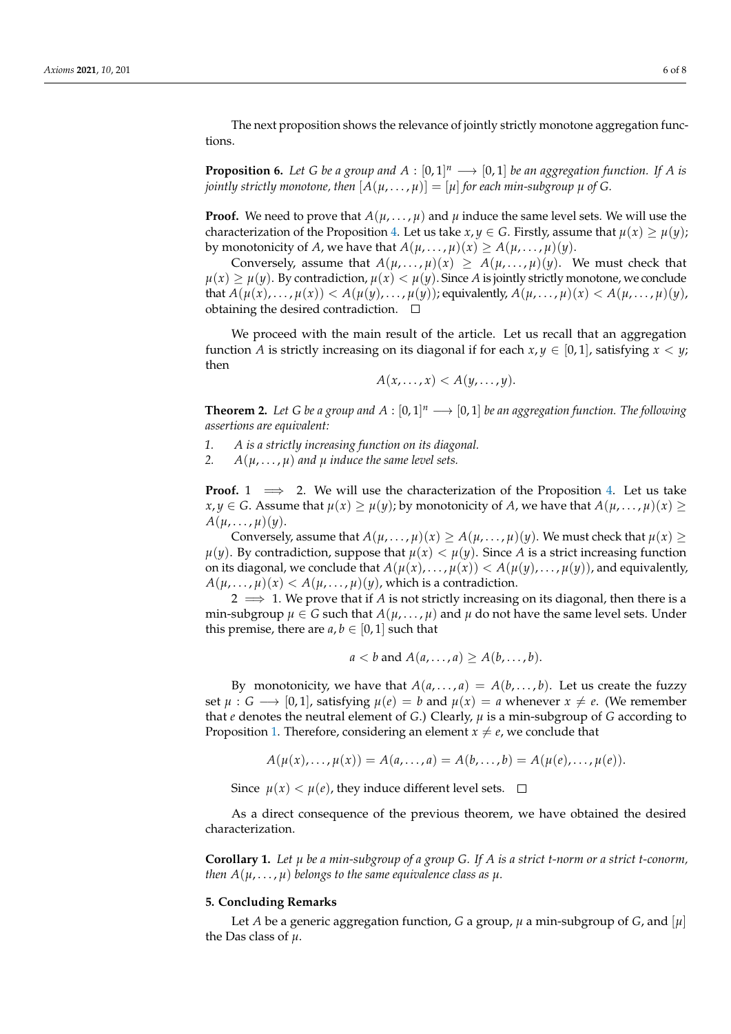The next proposition shows the relevance of jointly strictly monotone aggregation functions.

**Proposition 6.** *Let $G$ be a group and $A : [0,1]^n \longrightarrow [0,1]$ be an aggregation function. If $A$ is jointly strictly monotone, then $[A(\mu,\dots,\mu)] = [\mu]$ for each min-subgroup $\mu$ of $G$.*

**Proof.** We need to prove that $A(\mu,\dots,\mu)$ and $\mu$ induce the same level sets. We will use the characterization of the Proposition 4. Let us take $x, y \in G$. Firstly, assume that $\mu(x) \geq \mu(y)$; by monotonicity of $A$, we have that $A(\mu,\dots,\mu)(x) \geq A(\mu,\dots,\mu)(y)$.

Conversely, assume that $A(\mu,\dots,\mu)(x) \geq A(\mu,\dots,\mu)(y)$. We must check that $\mu(x) \geq \mu(y)$. By contradiction, $\mu(x) < \mu(y)$. Since $A$ is jointly strictly monotone, we conclude that $A(\mu(x),\dots,\mu(x)) < A(\mu(y),\dots,\mu(y))$; equivalently, $A(\mu,\dots,\mu)(x) < A(\mu,\dots,\mu)(y)$, obtaining the desired contradiction. □

We proceed with the main result of the article. Let us recall that an aggregation function $A$ is strictly increasing on its diagonal if for each $x, y \in [0,1]$, satisfying $x < y$; then

$$A(x,\dots,x) < A(y,\dots,y).$$

**Theorem 2.** *Let $G$ be a group and $A : [0,1]^n \longrightarrow [0,1]$ be an aggregation function. The following assertions are equivalent:*

1. *$A$ is a strictly increasing function on its diagonal.*
2. *$A(\mu,\dots,\mu)$ and $\mu$ induce the same level sets.*

**Proof.** $1 \implies 2$. We will use the characterization of the Proposition 4. Let us take $x, y \in G$. Assume that $\mu(x) \geq \mu(y)$; by monotonicity of $A$, we have that $A(\mu,\dots,\mu)(x) \geq A(\mu,\dots,\mu)(y)$.

Conversely, assume that $A(\mu,\dots,\mu)(x) \geq A(\mu,\dots,\mu)(y)$. We must check that $\mu(x) \geq \mu(y)$. By contradiction, suppose that $\mu(x) < \mu(y)$. Since $A$ is a strict increasing function on its diagonal, we conclude that $A(\mu(x),\dots,\mu(x)) < A(\mu(y),\dots,\mu(y))$, and equivalently, $A(\mu,\dots,\mu)(x) < A(\mu,\dots,\mu)(y)$, which is a contradiction.

$2 \implies 1$. We prove that if $A$ is not strictly increasing on its diagonal, then there is a min-subgroup $\mu \in G$ such that $A(\mu,\dots,\mu)$ and $\mu$ do not have the same level sets. Under this premise, there are $a, b \in [0,1]$ such that

$$a < b \text{ and } A(a,\dots,a) \geq A(b,\dots,b).$$

By monotonicity, we have that $A(a,\dots,a) = A(b,\dots,b)$. Let us create the fuzzy set $\mu : G \longrightarrow [0,1]$, satisfying $\mu(e) = b$ and $\mu(x) = a$ whenever $x \neq e$. (We remember that $e$ denotes the neutral element of $G$.) Clearly, $\mu$ is a min-subgroup of $G$ according to Proposition 1. Therefore, considering an element $x \neq e$, we conclude that

$$A(\mu(x),\dots,\mu(x)) = A(a,\dots,a) = A(b,\dots,b) = A(\mu(e),\dots,\mu(e)).$$

Since $\mu(x) < \mu(e)$, they induce different level sets. □

As a direct consequence of the previous theorem, we have obtained the desired characterization.

**Corollary 1.** *Let $\mu$ be a min-subgroup of a group $G$. If $A$ is a strict t-norm or a strict t-conorm, then $A(\mu,\dots,\mu)$ belongs to the same equivalence class as $\mu$.*

## 5. Concluding Remarks

Let $A$ be a generic aggregation function, $G$ a group, $\mu$ a min-subgroup of $G$, and $[\mu]$ the Das class of $\mu$.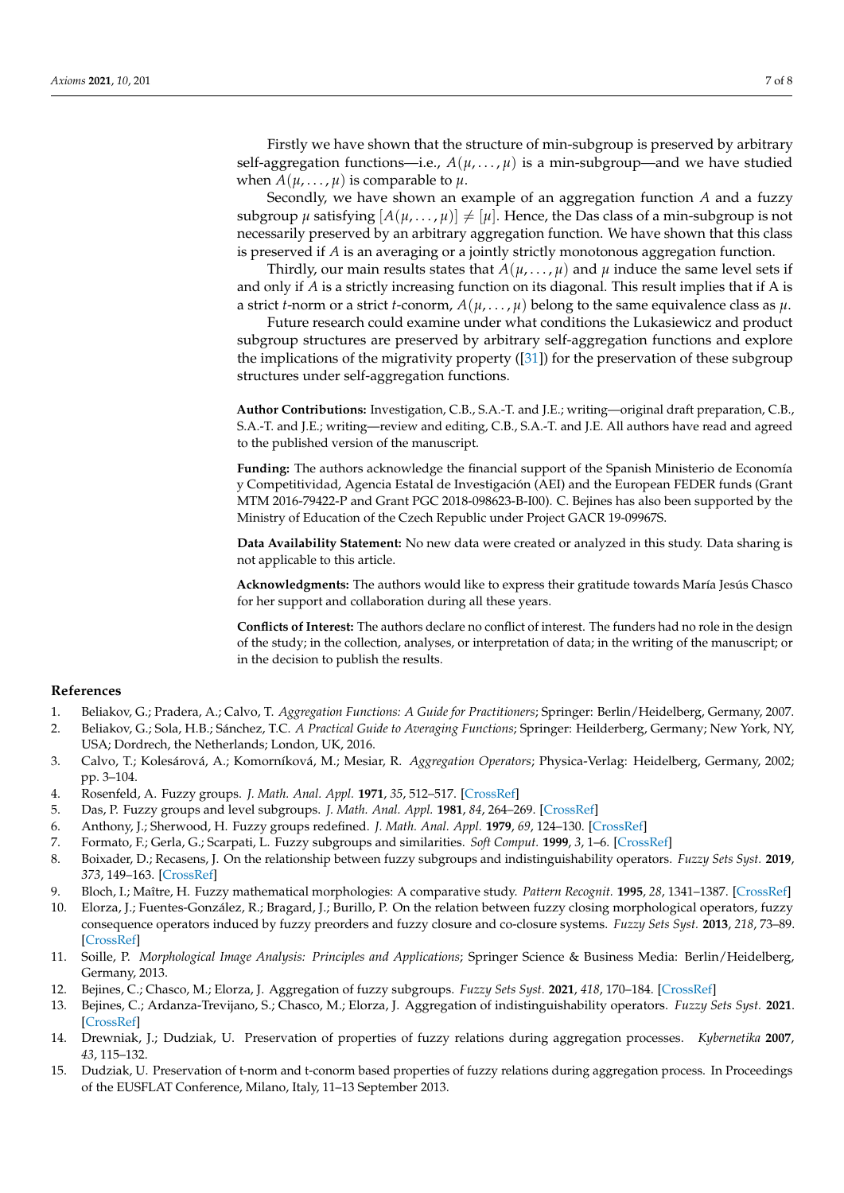Firstly we have shown that the structure of min-subgroup is preserved by arbitrary self-aggregation functions—i.e., $A(\mu, \ldots, \mu)$ is a min-subgroup—and we have studied when $A(\mu, \ldots, \mu)$ is comparable to $\mu$.

Secondly, we have shown an example of an aggregation function $A$ and a fuzzy subgroup $\mu$ satisfying $[A(\mu, \ldots, \mu)] \neq [\mu]$. Hence, the Das class of a min-subgroup is not necessarily preserved by an arbitrary aggregation function. We have shown that this class is preserved if $A$ is an averaging or a jointly strictly monotonous aggregation function.

Thirdly, our main results states that $A(\mu, \ldots, \mu)$ and $\mu$ induce the same level sets if and only if $A$ is a strictly increasing function on its diagonal. This result implies that if A is a strict $t$-norm or a strict $t$-conorm, $A(\mu, \ldots, \mu)$ belong to the same equivalence class as $\mu$.

Future research could examine under what conditions the Lukasiewicz and product subgroup structures are preserved by arbitrary self-aggregation functions and explore the implications of the migrativity property ([31]) for the preservation of these subgroup structures under self-aggregation functions.

**Author Contributions:** Investigation, C.B., S.A.-T. and J.E.; writing—original draft preparation, C.B., S.A.-T. and J.E.; writing—review and editing, C.B., S.A.-T. and J.E. All authors have read and agreed to the published version of the manuscript.

**Funding:** The authors acknowledge the financial support of the Spanish Ministerio de Economía y Competitividad, Agencia Estatal de Investigación (AEI) and the European FEDER funds (Grant MTM 2016-79422-P and Grant PGC 2018-098623-B-I00). C. Bejines has also been supported by the Ministry of Education of the Czech Republic under Project GACR 19-09967S.

**Data Availability Statement:** No new data were created or analyzed in this study. Data sharing is not applicable to this article.

**Acknowledgments:** The authors would like to express their gratitude towards María Jesús Chasco for her support and collaboration during all these years.

**Conflicts of Interest:** The authors declare no conflict of interest. The funders had no role in the design of the study; in the collection, analyses, or interpretation of data; in the writing of the manuscript; or in the decision to publish the results.

## References

1. Beliakov, G.; Pradera, A.; Calvo, T. *Aggregation Functions: A Guide for Practitioners*; Springer: Berlin/Heidelberg, Germany, 2007.
2. Beliakov, G.; Sola, H.B.; Sánchez, T.C. *A Practical Guide to Averaging Functions*; Springer: Heilderberg, Germany; New York, NY, USA; Dordrech, the Netherlands; London, UK, 2016.
3. Calvo, T.; Kolesárová, A.; Komorníková, M.; Mesiar, R. *Aggregation Operators*; Physica-Verlag: Heidelberg, Germany, 2002; pp. 3–104.
4. Rosenfeld, A. Fuzzy groups. *J. Math. Anal. Appl.* **1971**, *35*, 512–517. [CrossRef]
5. Das, P. Fuzzy groups and level subgroups. *J. Math. Anal. Appl.* **1981**, *84*, 264–269. [CrossRef]
6. Anthony, J.; Sherwood, H. Fuzzy groups redefined. *J. Math. Anal. Appl.* **1979**, *69*, 124–130. [CrossRef]
7. Formato, F.; Gerla, G.; Scarpati, L. Fuzzy subgroups and similarities. *Soft Comput.* **1999**, *3*, 1–6. [CrossRef]
8. Boixader, D.; Recasens, J. On the relationship between fuzzy subgroups and indistinguishability operators. *Fuzzy Sets Syst.* **2019**, *373*, 149–163. [CrossRef]
9. Bloch, I.; Maître, H. Fuzzy mathematical morphologies: A comparative study. *Pattern Recognit.* **1995**, *28*, 1341–1387. [CrossRef]
10. Elorza, J.; Fuentes-González, R.; Bragard, J.; Burillo, P. On the relation between fuzzy closing morphological operators, fuzzy consequence operators induced by fuzzy preorders and fuzzy closure and co-closure systems. *Fuzzy Sets Syst.* **2013**, *218*, 73–89. [CrossRef]
11. Soille, P. *Morphological Image Analysis: Principles and Applications*; Springer Science & Business Media: Berlin/Heidelberg, Germany, 2013.
12. Bejines, C.; Chasco, M.; Elorza, J. Aggregation of fuzzy subgroups. *Fuzzy Sets Syst.* **2021**, *418*, 170–184. [CrossRef]
13. Bejines, C.; Ardanza-Trevijano, S.; Chasco, M.; Elorza, J. Aggregation of indistinguishability operators. *Fuzzy Sets Syst.* **2021**. [CrossRef]
14. Drewniak, J.; Dudziak, U. Preservation of properties of fuzzy relations during aggregation processes. *Kybernetika* **2007**, *43*, 115–132.
15. Dudziak, U. Preservation of t-norm and t-conorm based properties of fuzzy relations during aggregation process. In Proceedings of the EUSFLAT Conference, Milano, Italy, 11–13 September 2013.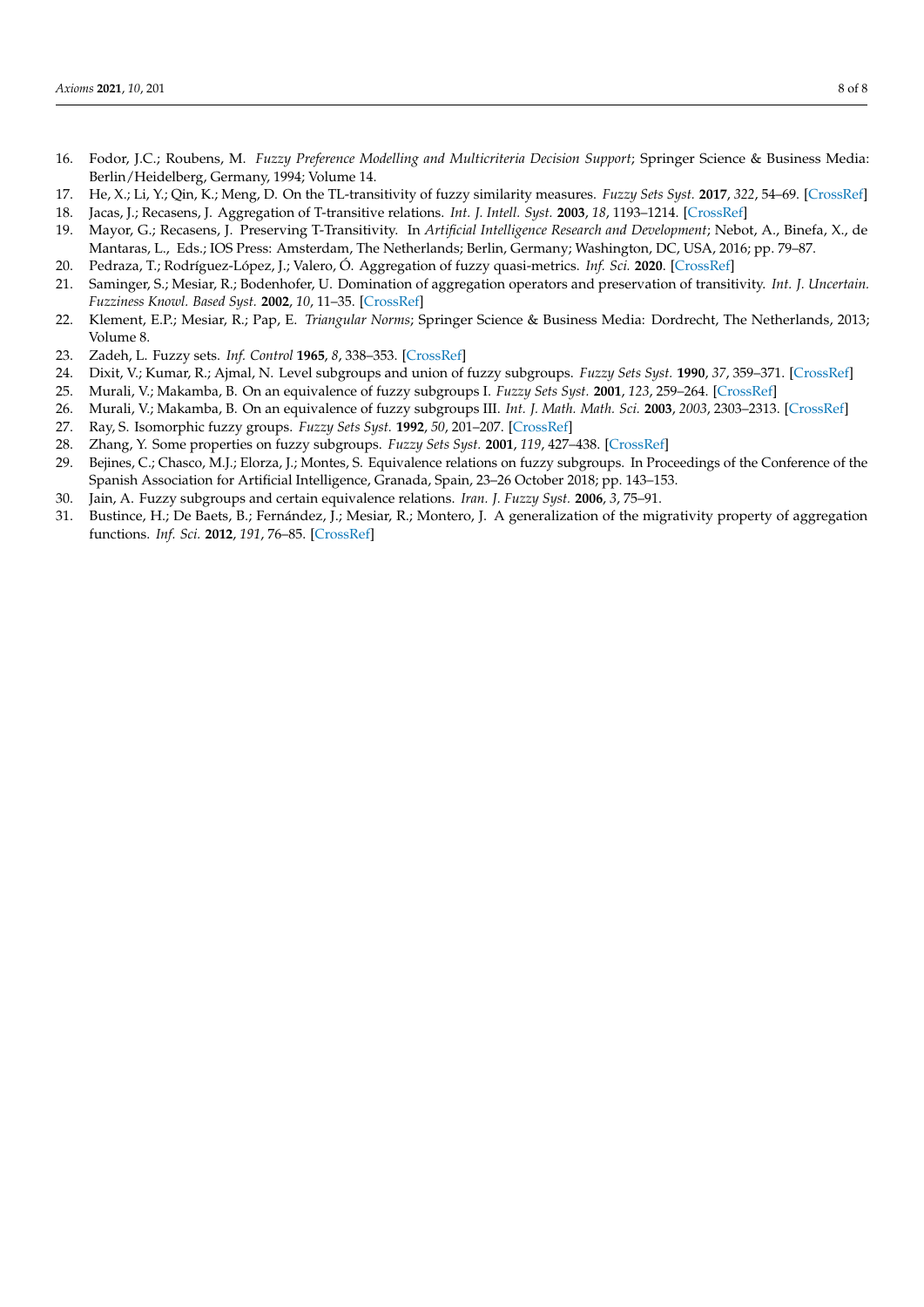16. Fodor, J.C.; Roubens, M. *Fuzzy Preference Modelling and Multicriteria Decision Support*; Springer Science & Business Media: Berlin/Heidelberg, Germany, 1994; Volume 14.
17. He, X.; Li, Y.; Qin, K.; Meng, D. On the TL-transitivity of fuzzy similarity measures. *Fuzzy Sets Syst.* **2017**, *322*, 54–69. [CrossRef]
18. Jacas, J.; Recasens, J. Aggregation of T-transitive relations. *Int. J. Intell. Syst.* **2003**, *18*, 1193–1214. [CrossRef]
19. Mayor, G.; Recasens, J. Preserving T-Transitivity. In *Artificial Intelligence Research and Development*; Nebot, A., Binefa, X., de Mantaras, L., Eds.; IOS Press: Amsterdam, The Netherlands; Berlin, Germany; Washington, DC, USA, 2016; pp. 79–87.
20. Pedraza, T.; Rodríguez-López, J.; Valero, Ó. Aggregation of fuzzy quasi-metrics. *Inf. Sci.* **2020**. [CrossRef]
21. Saminger, S.; Mesiar, R.; Bodenhofer, U. Domination of aggregation operators and preservation of transitivity. *Int. J. Uncertain. Fuzziness Knowl. Based Syst.* **2002**, *10*, 11–35. [CrossRef]
22. Klement, E.P.; Mesiar, R.; Pap, E. *Triangular Norms*; Springer Science & Business Media: Dordrecht, The Netherlands, 2013; Volume 8.
23. Zadeh, L. Fuzzy sets. *Inf. Control* **1965**, *8*, 338–353. [CrossRef]
24. Dixit, V.; Kumar, R.; Ajmal, N. Level subgroups and union of fuzzy subgroups. *Fuzzy Sets Syst.* **1990**, *37*, 359–371. [CrossRef]
25. Murali, V.; Makamba, B. On an equivalence of fuzzy subgroups I. *Fuzzy Sets Syst.* **2001**, *123*, 259–264. [CrossRef]
26. Murali, V.; Makamba, B. On an equivalence of fuzzy subgroups III. *Int. J. Math. Math. Sci.* **2003**, *2003*, 2303–2313. [CrossRef]
27. Ray, S. Isomorphic fuzzy groups. *Fuzzy Sets Syst.* **1992**, *50*, 201–207. [CrossRef]
28. Zhang, Y. Some properties on fuzzy subgroups. *Fuzzy Sets Syst.* **2001**, *119*, 427–438. [CrossRef]
29. Bejines, C.; Chasco, M.J.; Elorza, J.; Montes, S. Equivalence relations on fuzzy subgroups. In Proceedings of the Conference of the Spanish Association for Artificial Intelligence, Granada, Spain, 23–26 October 2018; pp. 143–153.
30. Jain, A. Fuzzy subgroups and certain equivalence relations. *Iran. J. Fuzzy Syst.* **2006**, *3*, 75–91.
31. Bustince, H.; De Baets, B.; Fernández, J.; Mesiar, R.; Montero, J. A generalization of the migrativity property of aggregation functions. *Inf. Sci.* **2012**, *191*, 76–85. [CrossRef]